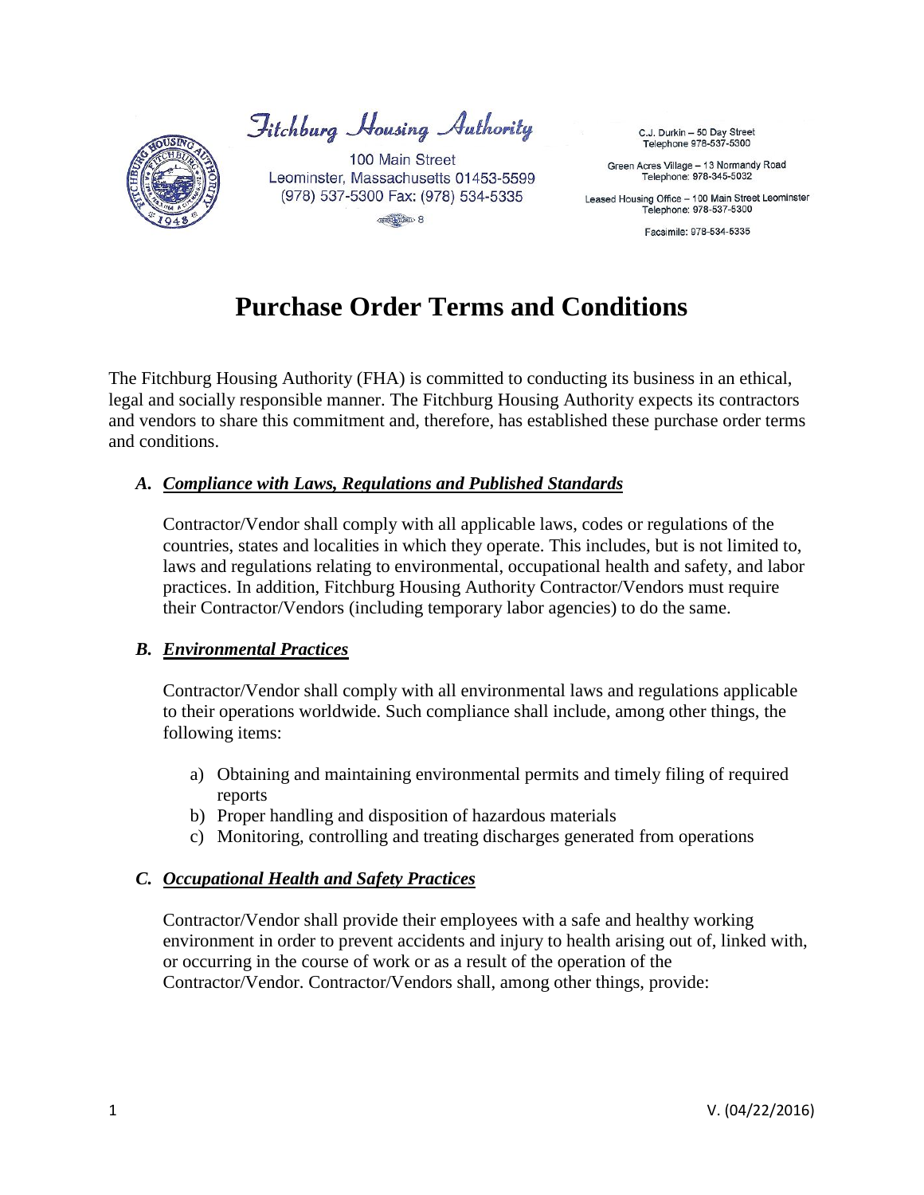Fitchburg Housing Authority

100 Main Street
Leominster, Massachusetts 01453-5599
(978) 537-5300 Fax: (978) 534-5335

C.J. Durkin – 50 Day Street
Telephone 978-537-5300

Green Acres Village – 13 Normandy Road
Telephone: 978-345-5032

Leased Housing Office – 100 Main Street Leominster
Telephone: 978-537-5300

Facsimile: 978-534-5335

# Purchase Order Terms and Conditions

The Fitchburg Housing Authority (FHA) is committed to conducting its business in an ethical, legal and socially responsible manner. The Fitchburg Housing Authority expects its contractors and vendors to share this commitment and, therefore, has established these purchase order terms and conditions.

### *A. Compliance with Laws, Regulations and Published Standards*

Contractor/Vendor shall comply with all applicable laws, codes or regulations of the countries, states and localities in which they operate. This includes, but is not limited to, laws and regulations relating to environmental, occupational health and safety, and labor practices. In addition, Fitchburg Housing Authority Contractor/Vendors must require their Contractor/Vendors (including temporary labor agencies) to do the same.

### *B. Environmental Practices*

Contractor/Vendor shall comply with all environmental laws and regulations applicable to their operations worldwide. Such compliance shall include, among other things, the following items:

a) Obtaining and maintaining environmental permits and timely filing of required reports
b) Proper handling and disposition of hazardous materials
c) Monitoring, controlling and treating discharges generated from operations

### *C. Occupational Health and Safety Practices*

Contractor/Vendor shall provide their employees with a safe and healthy working environment in order to prevent accidents and injury to health arising out of, linked with, or occurring in the course of work or as a result of the operation of the Contractor/Vendor. Contractor/Vendors shall, among other things, provide: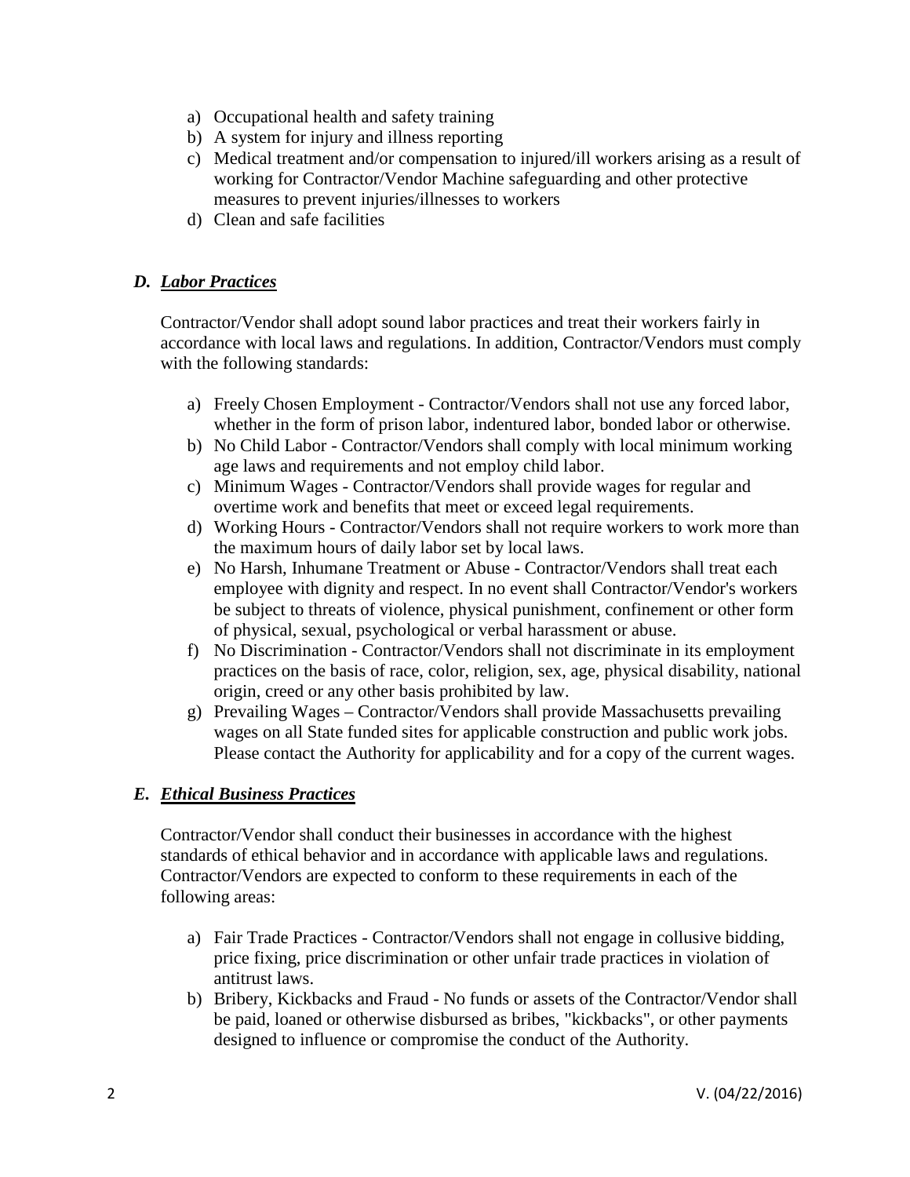a) Occupational health and safety training
b) A system for injury and illness reporting
c) Medical treatment and/or compensation to injured/ill workers arising as a result of working for Contractor/Vendor Machine safeguarding and other protective measures to prevent injuries/illnesses to workers
d) Clean and safe facilities

### *D. Labor Practices*

Contractor/Vendor shall adopt sound labor practices and treat their workers fairly in accordance with local laws and regulations. In addition, Contractor/Vendors must comply with the following standards:

a) Freely Chosen Employment - Contractor/Vendors shall not use any forced labor, whether in the form of prison labor, indentured labor, bonded labor or otherwise.
b) No Child Labor - Contractor/Vendors shall comply with local minimum working age laws and requirements and not employ child labor.
c) Minimum Wages - Contractor/Vendors shall provide wages for regular and overtime work and benefits that meet or exceed legal requirements.
d) Working Hours - Contractor/Vendors shall not require workers to work more than the maximum hours of daily labor set by local laws.
e) No Harsh, Inhumane Treatment or Abuse - Contractor/Vendors shall treat each employee with dignity and respect. In no event shall Contractor/Vendor's workers be subject to threats of violence, physical punishment, confinement or other form of physical, sexual, psychological or verbal harassment or abuse.
f) No Discrimination - Contractor/Vendors shall not discriminate in its employment practices on the basis of race, color, religion, sex, age, physical disability, national origin, creed or any other basis prohibited by law.
g) Prevailing Wages – Contractor/Vendors shall provide Massachusetts prevailing wages on all State funded sites for applicable construction and public work jobs. Please contact the Authority for applicability and for a copy of the current wages.

### *E. Ethical Business Practices*

Contractor/Vendor shall conduct their businesses in accordance with the highest standards of ethical behavior and in accordance with applicable laws and regulations. Contractor/Vendors are expected to conform to these requirements in each of the following areas:

a) Fair Trade Practices - Contractor/Vendors shall not engage in collusive bidding, price fixing, price discrimination or other unfair trade practices in violation of antitrust laws.
b) Bribery, Kickbacks and Fraud - No funds or assets of the Contractor/Vendor shall be paid, loaned or otherwise disbursed as bribes, "kickbacks", or other payments designed to influence or compromise the conduct of the Authority.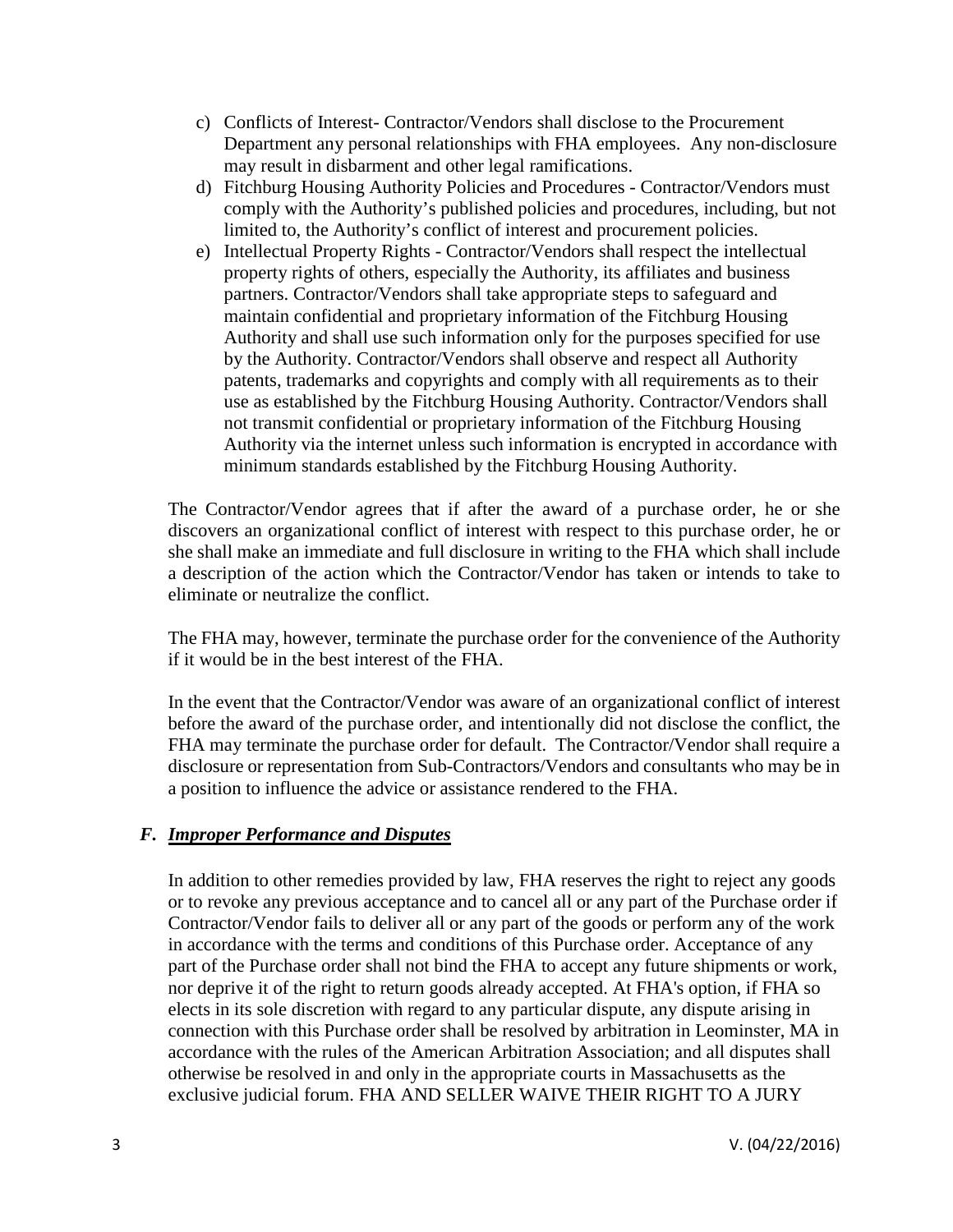c) Conflicts of Interest- Contractor/Vendors shall disclose to the Procurement Department any personal relationships with FHA employees. Any non-disclosure may result in disbarment and other legal ramifications.
d) Fitchburg Housing Authority Policies and Procedures - Contractor/Vendors must comply with the Authority's published policies and procedures, including, but not limited to, the Authority's conflict of interest and procurement policies.
e) Intellectual Property Rights - Contractor/Vendors shall respect the intellectual property rights of others, especially the Authority, its affiliates and business partners. Contractor/Vendors shall take appropriate steps to safeguard and maintain confidential and proprietary information of the Fitchburg Housing Authority and shall use such information only for the purposes specified for use by the Authority. Contractor/Vendors shall observe and respect all Authority patents, trademarks and copyrights and comply with all requirements as to their use as established by the Fitchburg Housing Authority. Contractor/Vendors shall not transmit confidential or proprietary information of the Fitchburg Housing Authority via the internet unless such information is encrypted in accordance with minimum standards established by the Fitchburg Housing Authority.

The Contractor/Vendor agrees that if after the award of a purchase order, he or she discovers an organizational conflict of interest with respect to this purchase order, he or she shall make an immediate and full disclosure in writing to the FHA which shall include a description of the action which the Contractor/Vendor has taken or intends to take to eliminate or neutralize the conflict.

The FHA may, however, terminate the purchase order for the convenience of the Authority if it would be in the best interest of the FHA.

In the event that the Contractor/Vendor was aware of an organizational conflict of interest before the award of the purchase order, and intentionally did not disclose the conflict, the FHA may terminate the purchase order for default. The Contractor/Vendor shall require a disclosure or representation from Sub-Contractors/Vendors and consultants who may be in a position to influence the advice or assistance rendered to the FHA.

### *F. Improper Performance and Disputes*

In addition to other remedies provided by law, FHA reserves the right to reject any goods or to revoke any previous acceptance and to cancel all or any part of the Purchase order if Contractor/Vendor fails to deliver all or any part of the goods or perform any of the work in accordance with the terms and conditions of this Purchase order. Acceptance of any part of the Purchase order shall not bind the FHA to accept any future shipments or work, nor deprive it of the right to return goods already accepted. At FHA's option, if FHA so elects in its sole discretion with regard to any particular dispute, any dispute arising in connection with this Purchase order shall be resolved by arbitration in Leominster, MA in accordance with the rules of the American Arbitration Association; and all disputes shall otherwise be resolved in and only in the appropriate courts in Massachusetts as the exclusive judicial forum. FHA AND SELLER WAIVE THEIR RIGHT TO A JURY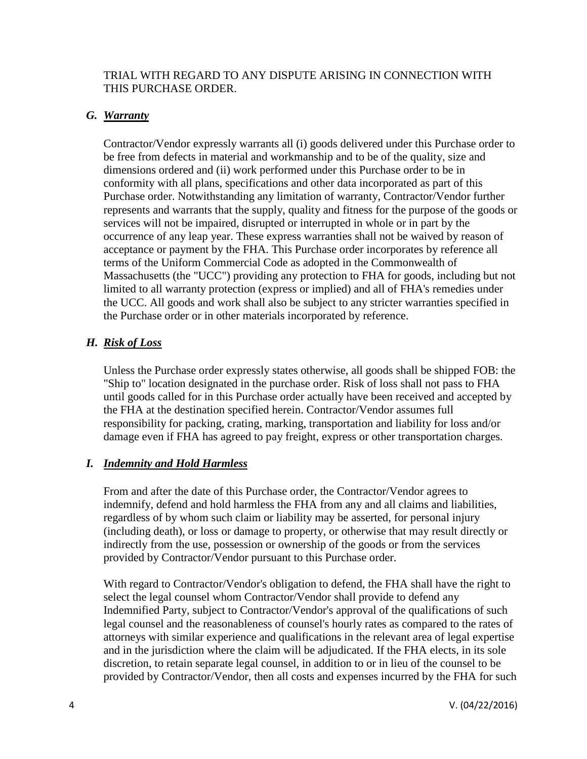TRIAL WITH REGARD TO ANY DISPUTE ARISING IN CONNECTION WITH THIS PURCHASE ORDER.

### *G. Warranty*

Contractor/Vendor expressly warrants all (i) goods delivered under this Purchase order to be free from defects in material and workmanship and to be of the quality, size and dimensions ordered and (ii) work performed under this Purchase order to be in conformity with all plans, specifications and other data incorporated as part of this Purchase order. Notwithstanding any limitation of warranty, Contractor/Vendor further represents and warrants that the supply, quality and fitness for the purpose of the goods or services will not be impaired, disrupted or interrupted in whole or in part by the occurrence of any leap year. These express warranties shall not be waived by reason of acceptance or payment by the FHA. This Purchase order incorporates by reference all terms of the Uniform Commercial Code as adopted in the Commonwealth of Massachusetts (the "UCC") providing any protection to FHA for goods, including but not limited to all warranty protection (express or implied) and all of FHA's remedies under the UCC. All goods and work shall also be subject to any stricter warranties specified in the Purchase order or in other materials incorporated by reference.

### *H. Risk of Loss*

Unless the Purchase order expressly states otherwise, all goods shall be shipped FOB: the "Ship to" location designated in the purchase order. Risk of loss shall not pass to FHA until goods called for in this Purchase order actually have been received and accepted by the FHA at the destination specified herein. Contractor/Vendor assumes full responsibility for packing, crating, marking, transportation and liability for loss and/or damage even if FHA has agreed to pay freight, express or other transportation charges.

### *I. Indemnity and Hold Harmless*

From and after the date of this Purchase order, the Contractor/Vendor agrees to indemnify, defend and hold harmless the FHA from any and all claims and liabilities, regardless of by whom such claim or liability may be asserted, for personal injury (including death), or loss or damage to property, or otherwise that may result directly or indirectly from the use, possession or ownership of the goods or from the services provided by Contractor/Vendor pursuant to this Purchase order.

With regard to Contractor/Vendor's obligation to defend, the FHA shall have the right to select the legal counsel whom Contractor/Vendor shall provide to defend any Indemnified Party, subject to Contractor/Vendor's approval of the qualifications of such legal counsel and the reasonableness of counsel's hourly rates as compared to the rates of attorneys with similar experience and qualifications in the relevant area of legal expertise and in the jurisdiction where the claim will be adjudicated. If the FHA elects, in its sole discretion, to retain separate legal counsel, in addition to or in lieu of the counsel to be provided by Contractor/Vendor, then all costs and expenses incurred by the FHA for such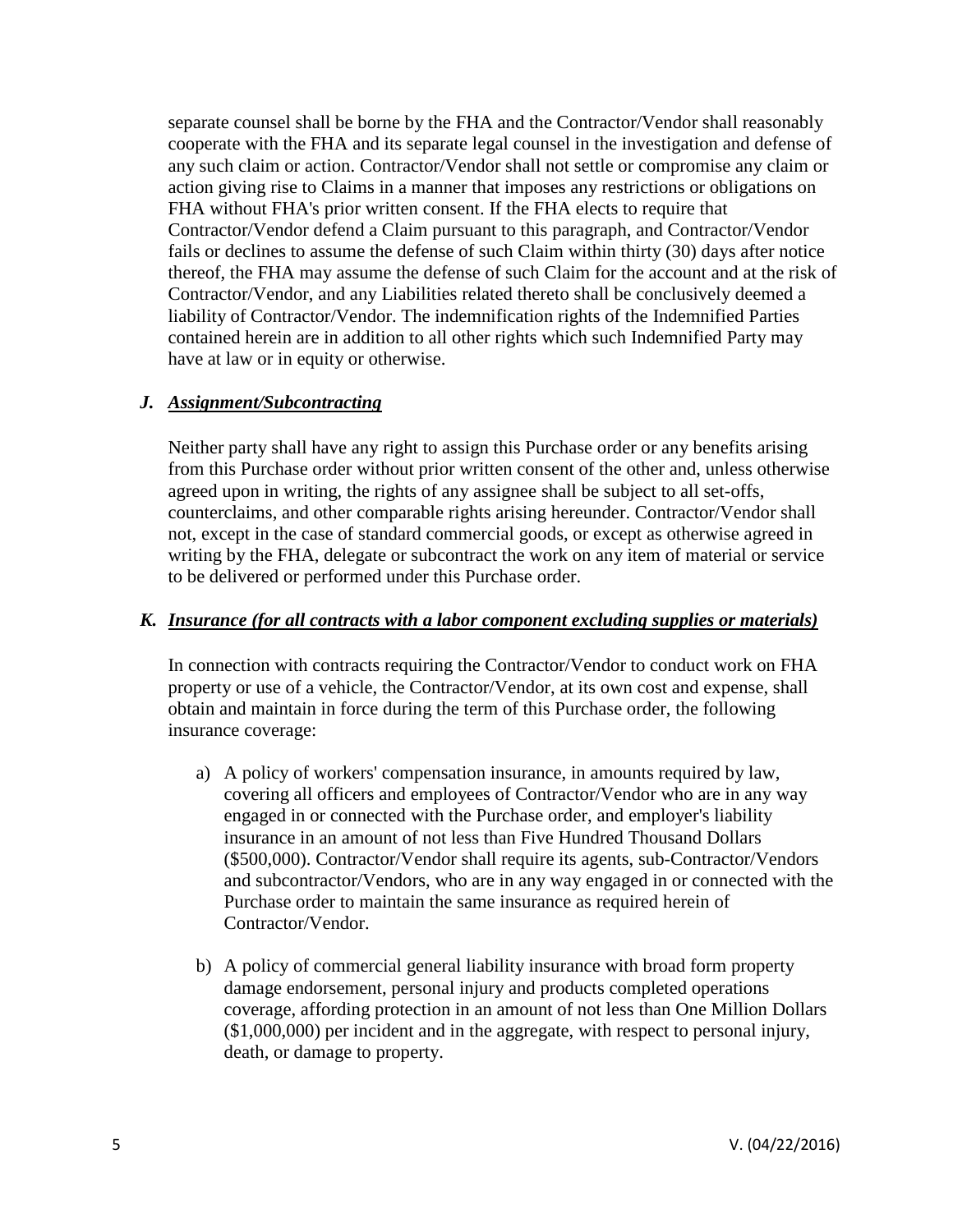separate counsel shall be borne by the FHA and the Contractor/Vendor shall reasonably cooperate with the FHA and its separate legal counsel in the investigation and defense of any such claim or action. Contractor/Vendor shall not settle or compromise any claim or action giving rise to Claims in a manner that imposes any restrictions or obligations on FHA without FHA's prior written consent. If the FHA elects to require that Contractor/Vendor defend a Claim pursuant to this paragraph, and Contractor/Vendor fails or declines to assume the defense of such Claim within thirty (30) days after notice thereof, the FHA may assume the defense of such Claim for the account and at the risk of Contractor/Vendor, and any Liabilities related thereto shall be conclusively deemed a liability of Contractor/Vendor. The indemnification rights of the Indemnified Parties contained herein are in addition to all other rights which such Indemnified Party may have at law or in equity or otherwise.

### *J. __Assignment/Subcontracting__*

Neither party shall have any right to assign this Purchase order or any benefits arising from this Purchase order without prior written consent of the other and, unless otherwise agreed upon in writing, the rights of any assignee shall be subject to all set-offs, counterclaims, and other comparable rights arising hereunder. Contractor/Vendor shall not, except in the case of standard commercial goods, or except as otherwise agreed in writing by the FHA, delegate or subcontract the work on any item of material or service to be delivered or performed under this Purchase order.

### *K. __Insurance (for all contracts with a labor component excluding supplies or materials)__*

In connection with contracts requiring the Contractor/Vendor to conduct work on FHA property or use of a vehicle, the Contractor/Vendor, at its own cost and expense, shall obtain and maintain in force during the term of this Purchase order, the following insurance coverage:

a) A policy of workers' compensation insurance, in amounts required by law, covering all officers and employees of Contractor/Vendor who are in any way engaged in or connected with the Purchase order, and employer's liability insurance in an amount of not less than Five Hundred Thousand Dollars ($500,000). Contractor/Vendor shall require its agents, sub-Contractor/Vendors and subcontractor/Vendors, who are in any way engaged in or connected with the Purchase order to maintain the same insurance as required herein of Contractor/Vendor.

b) A policy of commercial general liability insurance with broad form property damage endorsement, personal injury and products completed operations coverage, affording protection in an amount of not less than One Million Dollars ($1,000,000) per incident and in the aggregate, with respect to personal injury, death, or damage to property.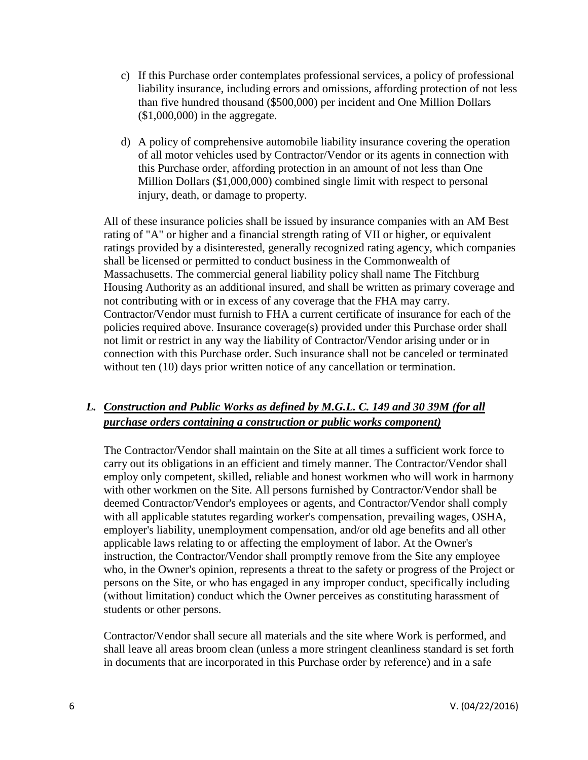c) If this Purchase order contemplates professional services, a policy of professional liability insurance, including errors and omissions, affording protection of not less than five hundred thousand ($500,000) per incident and One Million Dollars ($1,000,000) in the aggregate.

d) A policy of comprehensive automobile liability insurance covering the operation of all motor vehicles used by Contractor/Vendor or its agents in connection with this Purchase order, affording protection in an amount of not less than One Million Dollars ($1,000,000) combined single limit with respect to personal injury, death, or damage to property.

All of these insurance policies shall be issued by insurance companies with an AM Best rating of "A" or higher and a financial strength rating of VII or higher, or equivalent ratings provided by a disinterested, generally recognized rating agency, which companies shall be licensed or permitted to conduct business in the Commonwealth of Massachusetts. The commercial general liability policy shall name The Fitchburg Housing Authority as an additional insured, and shall be written as primary coverage and not contributing with or in excess of any coverage that the FHA may carry. Contractor/Vendor must furnish to FHA a current certificate of insurance for each of the policies required above. Insurance coverage(s) provided under this Purchase order shall not limit or restrict in any way the liability of Contractor/Vendor arising under or in connection with this Purchase order. Such insurance shall not be canceled or terminated without ten (10) days prior written notice of any cancellation or termination.

### *L. <u>Construction and Public Works as defined by M.G.L. C. 149 and 30 39M (for all purchase orders containing a construction or public works component)</u>*

The Contractor/Vendor shall maintain on the Site at all times a sufficient work force to carry out its obligations in an efficient and timely manner. The Contractor/Vendor shall employ only competent, skilled, reliable and honest workmen who will work in harmony with other workmen on the Site. All persons furnished by Contractor/Vendor shall be deemed Contractor/Vendor's employees or agents, and Contractor/Vendor shall comply with all applicable statutes regarding worker's compensation, prevailing wages, OSHA, employer's liability, unemployment compensation, and/or old age benefits and all other applicable laws relating to or affecting the employment of labor. At the Owner's instruction, the Contractor/Vendor shall promptly remove from the Site any employee who, in the Owner's opinion, represents a threat to the safety or progress of the Project or persons on the Site, or who has engaged in any improper conduct, specifically including (without limitation) conduct which the Owner perceives as constituting harassment of students or other persons.

Contractor/Vendor shall secure all materials and the site where Work is performed, and shall leave all areas broom clean (unless a more stringent cleanliness standard is set forth in documents that are incorporated in this Purchase order by reference) and in a safe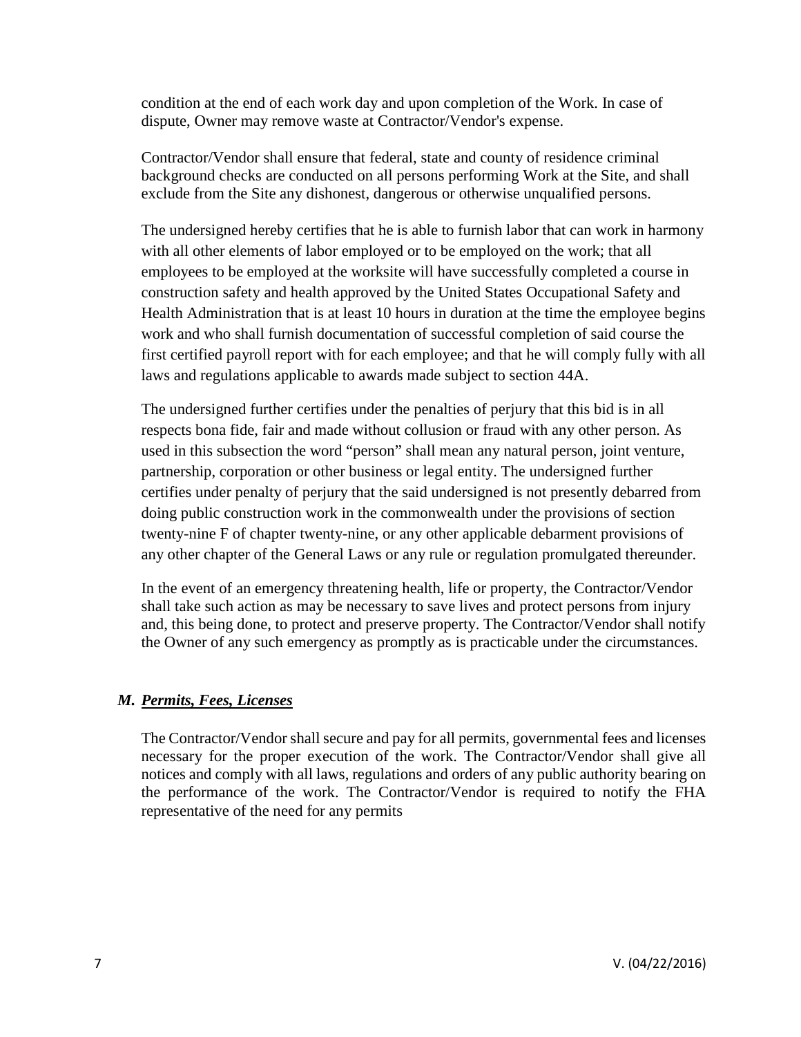condition at the end of each work day and upon completion of the Work. In case of dispute, Owner may remove waste at Contractor/Vendor's expense.

Contractor/Vendor shall ensure that federal, state and county of residence criminal background checks are conducted on all persons performing Work at the Site, and shall exclude from the Site any dishonest, dangerous or otherwise unqualified persons.

The undersigned hereby certifies that he is able to furnish labor that can work in harmony with all other elements of labor employed or to be employed on the work; that all employees to be employed at the worksite will have successfully completed a course in construction safety and health approved by the United States Occupational Safety and Health Administration that is at least 10 hours in duration at the time the employee begins work and who shall furnish documentation of successful completion of said course the first certified payroll report with for each employee; and that he will comply fully with all laws and regulations applicable to awards made subject to section 44A.

The undersigned further certifies under the penalties of perjury that this bid is in all respects bona fide, fair and made without collusion or fraud with any other person. As used in this subsection the word "person" shall mean any natural person, joint venture, partnership, corporation or other business or legal entity. The undersigned further certifies under penalty of perjury that the said undersigned is not presently debarred from doing public construction work in the commonwealth under the provisions of section twenty-nine F of chapter twenty-nine, or any other applicable debarment provisions of any other chapter of the General Laws or any rule or regulation promulgated thereunder.

In the event of an emergency threatening health, life or property, the Contractor/Vendor shall take such action as may be necessary to save lives and protect persons from injury and, this being done, to protect and preserve property. The Contractor/Vendor shall notify the Owner of any such emergency as promptly as is practicable under the circumstances.

### *M. Permits, Fees, Licenses*

The Contractor/Vendor shall secure and pay for all permits, governmental fees and licenses necessary for the proper execution of the work. The Contractor/Vendor shall give all notices and comply with all laws, regulations and orders of any public authority bearing on the performance of the work. The Contractor/Vendor is required to notify the FHA representative of the need for any permits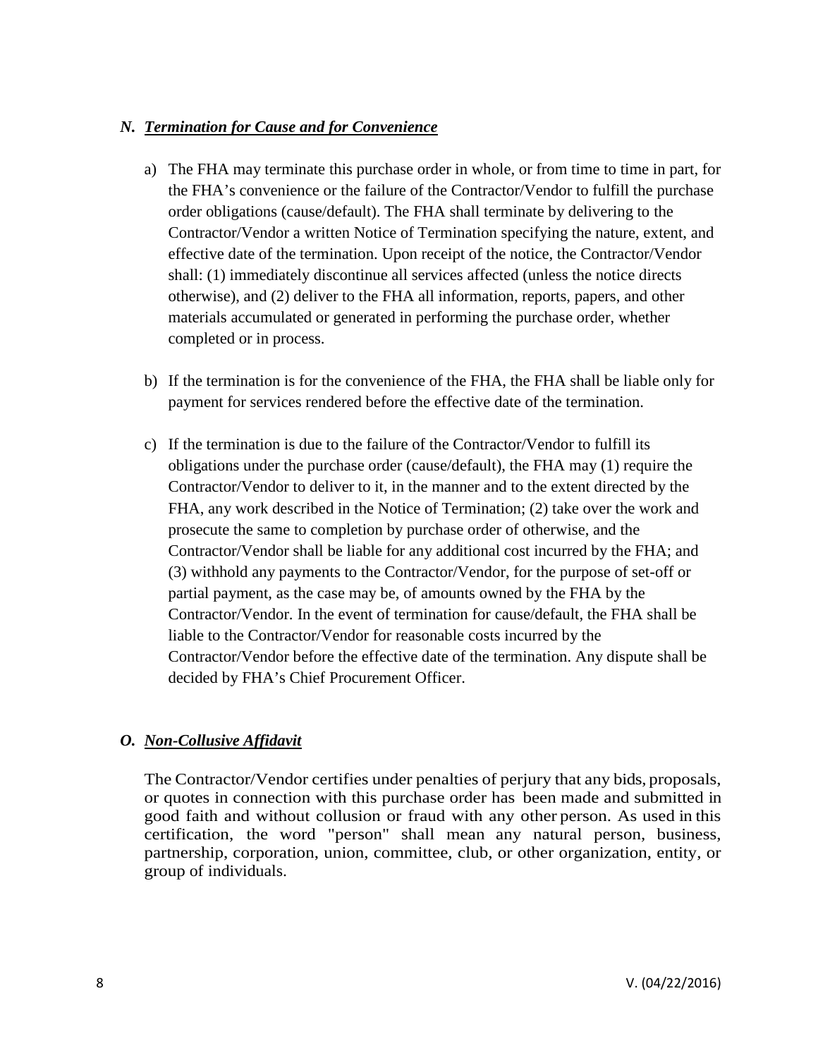## *N. Termination for Cause and for Convenience*

a) The FHA may terminate this purchase order in whole, or from time to time in part, for the FHA's convenience or the failure of the Contractor/Vendor to fulfill the purchase order obligations (cause/default). The FHA shall terminate by delivering to the Contractor/Vendor a written Notice of Termination specifying the nature, extent, and effective date of the termination. Upon receipt of the notice, the Contractor/Vendor shall: (1) immediately discontinue all services affected (unless the notice directs otherwise), and (2) deliver to the FHA all information, reports, papers, and other materials accumulated or generated in performing the purchase order, whether completed or in process.

b) If the termination is for the convenience of the FHA, the FHA shall be liable only for payment for services rendered before the effective date of the termination.

c) If the termination is due to the failure of the Contractor/Vendor to fulfill its obligations under the purchase order (cause/default), the FHA may (1) require the Contractor/Vendor to deliver to it, in the manner and to the extent directed by the FHA, any work described in the Notice of Termination; (2) take over the work and prosecute the same to completion by purchase order of otherwise, and the Contractor/Vendor shall be liable for any additional cost incurred by the FHA; and (3) withhold any payments to the Contractor/Vendor, for the purpose of set-off or partial payment, as the case may be, of amounts owned by the FHA by the Contractor/Vendor. In the event of termination for cause/default, the FHA shall be liable to the Contractor/Vendor for reasonable costs incurred by the Contractor/Vendor before the effective date of the termination. Any dispute shall be decided by FHA's Chief Procurement Officer.

## *O. Non-Collusive Affidavit*

The Contractor/Vendor certifies under penalties of perjury that any bids, proposals, or quotes in connection with this purchase order has been made and submitted in good faith and without collusion or fraud with any other person. As used in this certification, the word "person" shall mean any natural person, business, partnership, corporation, union, committee, club, or other organization, entity, or group of individuals.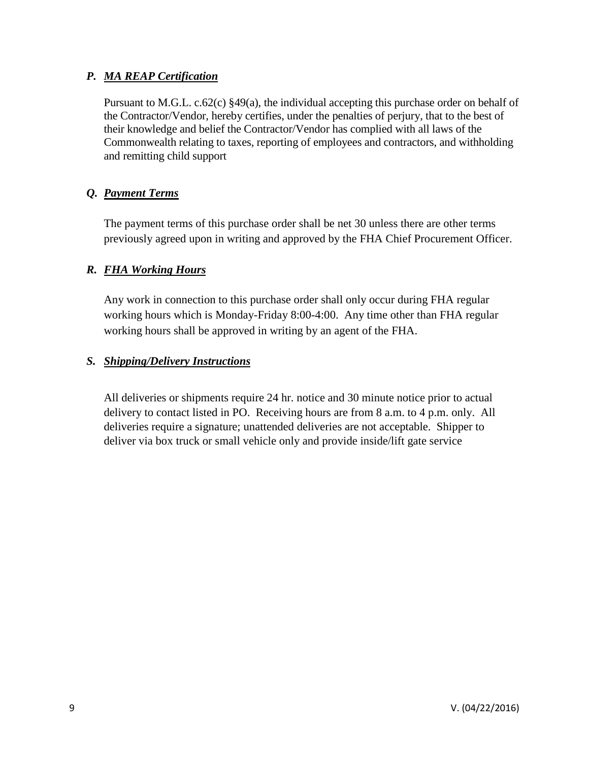### *P. MA REAP Certification*

Pursuant to M.G.L. c.62(c) §49(a), the individual accepting this purchase order on behalf of the Contractor/Vendor, hereby certifies, under the penalties of perjury, that to the best of their knowledge and belief the Contractor/Vendor has complied with all laws of the Commonwealth relating to taxes, reporting of employees and contractors, and withholding and remitting child support

### *Q. Payment Terms*

The payment terms of this purchase order shall be net 30 unless there are other terms previously agreed upon in writing and approved by the FHA Chief Procurement Officer.

### *R. FHA Working Hours*

Any work in connection to this purchase order shall only occur during FHA regular working hours which is Monday-Friday 8:00-4:00. Any time other than FHA regular working hours shall be approved in writing by an agent of the FHA.

### *S. Shipping/Delivery Instructions*

All deliveries or shipments require 24 hr. notice and 30 minute notice prior to actual delivery to contact listed in PO. Receiving hours are from 8 a.m. to 4 p.m. only. All deliveries require a signature; unattended deliveries are not acceptable. Shipper to deliver via box truck or small vehicle only and provide inside/lift gate service